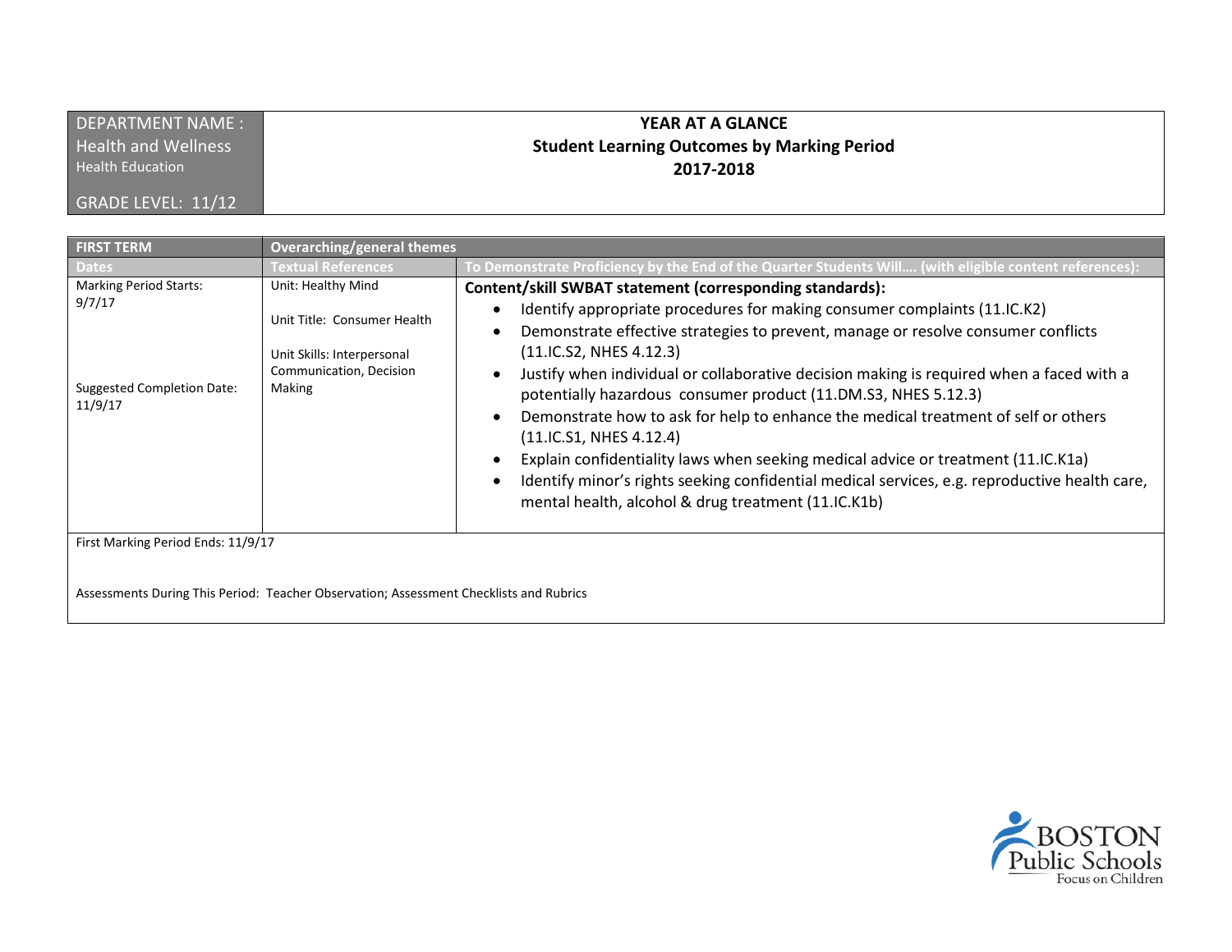| DEPARTMENT NAME : Health and Wellness<br>Health Education<br><br>GRADE LEVEL: 11/12 | **YEAR AT A GLANCE**<br>**Student Learning Outcomes by Marking Period**<br>**2017-2018** |
|---|---|

| **FIRST TERM** | **Overarching/general themes** | |
|---|---|---|
| **Dates** | **Textual References** | **To Demonstrate Proficiency by the End of the Quarter Students Will…. (with eligible content references):** |
| Marking Period Starts: 9/7/17<br><br>Suggested Completion Date: 11/9/17 | Unit: Healthy Mind<br><br>Unit Title: Consumer Health<br><br>Unit Skills: Interpersonal Communication, Decision Making | **Content/skill SWBAT statement (corresponding standards):**<br>• Identify appropriate procedures for making consumer complaints (11.IC.K2)<br>• Demonstrate effective strategies to prevent, manage or resolve consumer conflicts (11.IC.S2, NHES 4.12.3)<br>• Justify when individual or collaborative decision making is required when a faced with a potentially hazardous consumer product (11.DM.S3, NHES 5.12.3)<br>• Demonstrate how to ask for help to enhance the medical treatment of self or others (11.IC.S1, NHES 4.12.4)<br>• Explain confidentiality laws when seeking medical advice or treatment (11.IC.K1a)<br>• Identify minor's rights seeking confidential medical services, e.g. reproductive health care, mental health, alcohol & drug treatment (11.IC.K1b) |
| First Marking Period Ends: 11/9/17<br><br>Assessments During This Period: Teacher Observation; Assessment Checklists and Rubrics | | |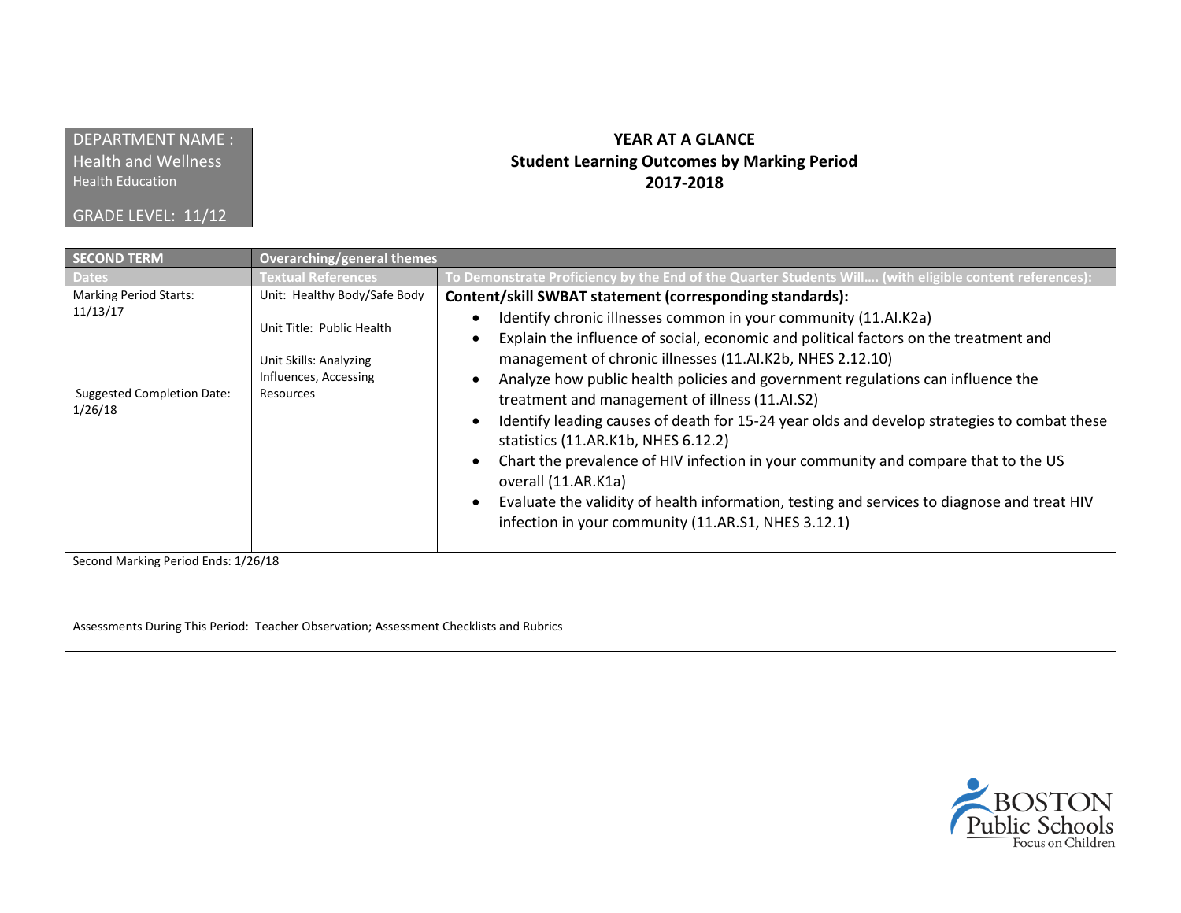| DEPARTMENT NAME : Health and Wellness<br>Health Education<br><br>GRADE LEVEL: 11/12 | **YEAR AT A GLANCE**<br>**Student Learning Outcomes by Marking Period**<br>**2017-2018** |
|---|---|

| **SECOND TERM** | **Overarching/general themes** | |
|---|---|---|
| **Dates** | **Textual References** | **To Demonstrate Proficiency by the End of the Quarter Students Will…. (with eligible content references):** |
| Marking Period Starts: 11/13/17<br><br>Suggested Completion Date: 1/26/18 | Unit: Healthy Body/Safe Body<br><br>Unit Title: Public Health<br><br>Unit Skills: Analyzing Influences, Accessing Resources | **Content/skill SWBAT statement (corresponding standards):**<br>• Identify chronic illnesses common in your community (11.AI.K2a)<br>• Explain the influence of social, economic and political factors on the treatment and management of chronic illnesses (11.AI.K2b, NHES 2.12.10)<br>• Analyze how public health policies and government regulations can influence the treatment and management of illness (11.AI.S2)<br>• Identify leading causes of death for 15-24 year olds and develop strategies to combat these statistics (11.AR.K1b, NHES 6.12.2)<br>• Chart the prevalence of HIV infection in your community and compare that to the US overall (11.AR.K1a)<br>• Evaluate the validity of health information, testing and services to diagnose and treat HIV infection in your community (11.AR.S1, NHES 3.12.1) |

Second Marking Period Ends: 1/26/18

Assessments During This Period: Teacher Observation; Assessment Checklists and Rubrics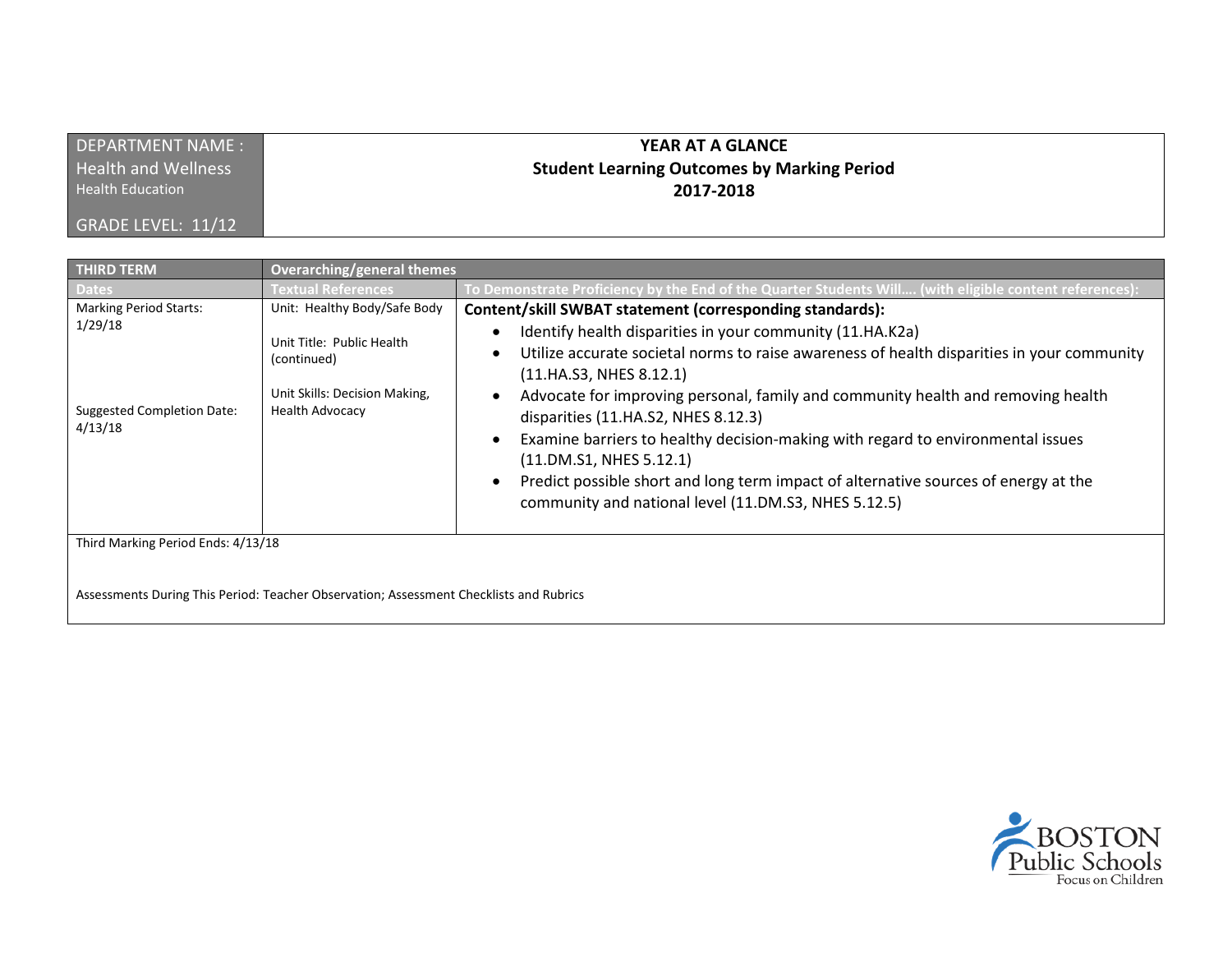| DEPARTMENT NAME : Health and Wellness<br>Health Education<br><br>GRADE LEVEL: 11/12 | **YEAR AT A GLANCE**<br>**Student Learning Outcomes by Marking Period**<br>**2017-2018** |
|---|---|

| THIRD TERM | Overarching/general themes | |
|---|---|---|
| **Dates** | **Textual References** | **To Demonstrate Proficiency by the End of the Quarter Students Will…. (with eligible content references):** |
| Marking Period Starts: 1/29/18<br><br>Suggested Completion Date: 4/13/18 | Unit: Healthy Body/Safe Body<br><br>Unit Title: Public Health (continued)<br><br>Unit Skills: Decision Making, Health Advocacy | **Content/skill SWBAT statement (corresponding standards):**<br>• Identify health disparities in your community (11.HA.K2a)<br>• Utilize accurate societal norms to raise awareness of health disparities in your community (11.HA.S3, NHES 8.12.1)<br>• Advocate for improving personal, family and community health and removing health disparities (11.HA.S2, NHES 8.12.3)<br>• Examine barriers to healthy decision-making with regard to environmental issues (11.DM.S1, NHES 5.12.1)<br>• Predict possible short and long term impact of alternative sources of energy at the community and national level (11.DM.S3, NHES 5.12.5) |
| Third Marking Period Ends: 4/13/18<br><br>Assessments During This Period: Teacher Observation; Assessment Checklists and Rubrics | | |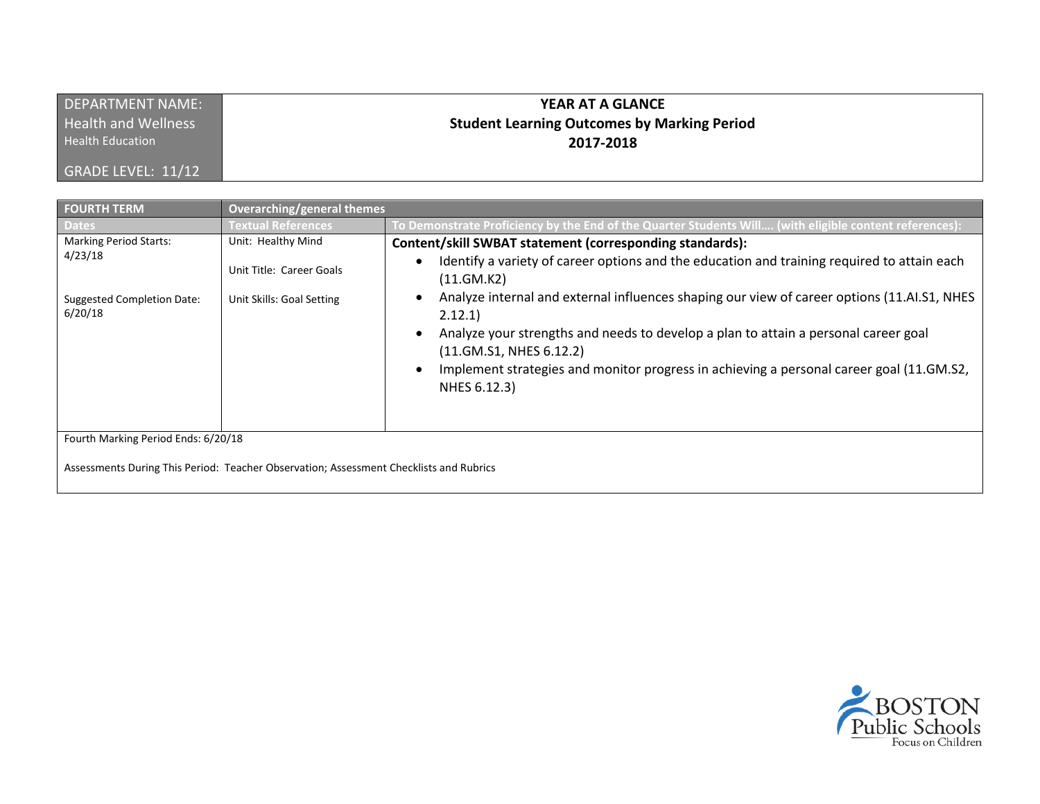| DEPARTMENT NAME: Health and Wellness<br>Health Education<br><br>GRADE LEVEL: 11/12 | **YEAR AT A GLANCE**<br>**Student Learning Outcomes by Marking Period**<br>**2017-2018** |
|---|---|

| **FOURTH TERM** | **Overarching/general themes** | |
|---|---|---|
| **Dates** | **Textual References** | **To Demonstrate Proficiency by the End of the Quarter Students Will…. (with eligible content references):** |
| Marking Period Starts: 4/23/18<br><br>Suggested Completion Date: 6/20/18 | Unit: Healthy Mind<br><br>Unit Title: Career Goals<br><br>Unit Skills: Goal Setting | **Content/skill SWBAT statement (corresponding standards):**<br>• Identify a variety of career options and the education and training required to attain each (11.GM.K2)<br>• Analyze internal and external influences shaping our view of career options (11.AI.S1, NHES 2.12.1)<br>• Analyze your strengths and needs to develop a plan to attain a personal career goal (11.GM.S1, NHES 6.12.2)<br>• Implement strategies and monitor progress in achieving a personal career goal (11.GM.S2, NHES 6.12.3) |
| Fourth Marking Period Ends: 6/20/18<br><br>Assessments During This Period: Teacher Observation; Assessment Checklists and Rubrics | | |